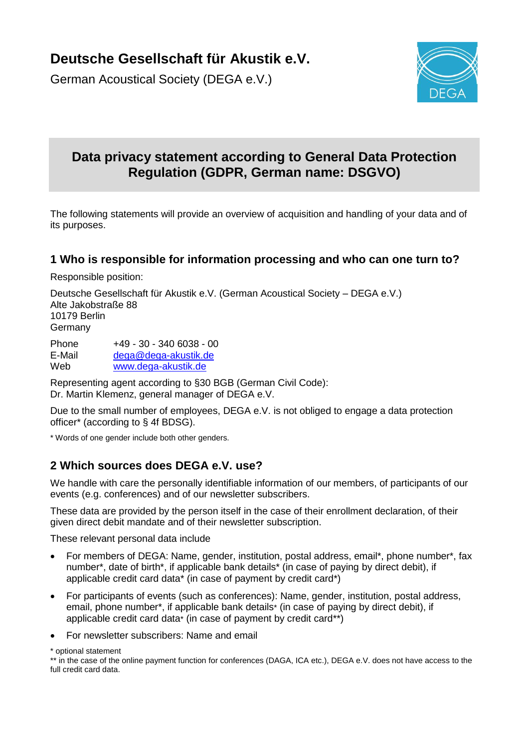# Deutsche Gesellschaft für Akustik e.V.

German Acoustical Society (DEGA e.V.)

## Data privacy statement according to General Data Protection Regulation (GDPR, German name: DSGVO)

The following statements will provide an overview of acquisition and handling of your data and of its purposes.

### 1 Who is responsible for information processing and who can one turn to?

Responsible position:

Deutsche Gesellschaft für Akustik e.V. (German Acoustical Society – DEGA e.V.)
Alte Jakobstraße 88
10179 Berlin
Germany

Phone +49 - 30 - 340 6038 - 00
E-Mail dega@dega-akustik.de
Web www.dega-akustik.de

Representing agent according to §30 BGB (German Civil Code):
Dr. Martin Klemenz, general manager of DEGA e.V.

Due to the small number of employees, DEGA e.V. is not obliged to engage a data protection officer* (according to § 4f BDSG).

* Words of one gender include both other genders.

### 2 Which sources does DEGA e.V. use?

We handle with care the personally identifiable information of our members, of participants of our events (e.g. conferences) and of our newsletter subscribers.

These data are provided by the person itself in the case of their enrollment declaration, of their given direct debit mandate and of their newsletter subscription.

These relevant personal data include

- For members of DEGA: Name, gender, institution, postal address, email*, phone number*, fax number*, date of birth*, if applicable bank details* (in case of paying by direct debit), if applicable credit card data* (in case of payment by credit card*)
- For participants of events (such as conferences): Name, gender, institution, postal address, email, phone number*, if applicable bank details* (in case of paying by direct debit), if applicable credit card data* (in case of payment by credit card**)
- For newsletter subscribers: Name and email

* optional statement
** in the case of the online payment function for conferences (DAGA, ICA etc.), DEGA e.V. does not have access to the full credit card data.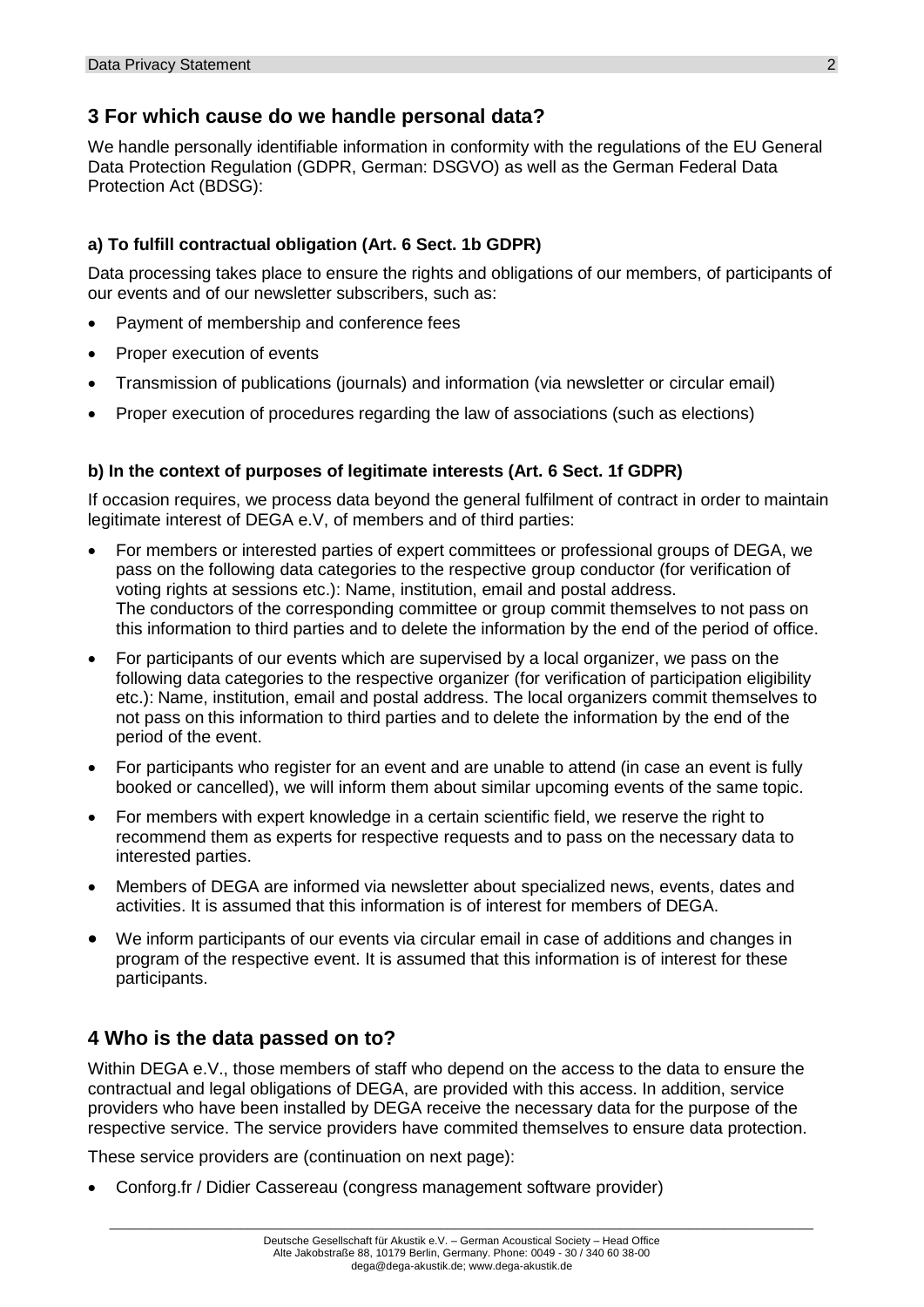## 3 For which cause do we handle personal data?

We handle personally identifiable information in conformity with the regulations of the EU General Data Protection Regulation (GDPR, German: DSGVO) as well as the German Federal Data Protection Act (BDSG):

### a) To fulfill contractual obligation (Art. 6 Sect. 1b GDPR)

Data processing takes place to ensure the rights and obligations of our members, of participants of our events and of our newsletter subscribers, such as:

- Payment of membership and conference fees
- Proper execution of events
- Transmission of publications (journals) and information (via newsletter or circular email)
- Proper execution of procedures regarding the law of associations (such as elections)

### b) In the context of purposes of legitimate interests (Art. 6 Sect. 1f GDPR)

If occasion requires, we process data beyond the general fulfilment of contract in order to maintain legitimate interest of DEGA e.V, of members and of third parties:

- For members or interested parties of expert committees or professional groups of DEGA, we pass on the following data categories to the respective group conductor (for verification of voting rights at sessions etc.): Name, institution, email and postal address. The conductors of the corresponding committee or group commit themselves to not pass on this information to third parties and to delete the information by the end of the period of office.
- For participants of our events which are supervised by a local organizer, we pass on the following data categories to the respective organizer (for verification of participation eligibility etc.): Name, institution, email and postal address. The local organizers commit themselves to not pass on this information to third parties and to delete the information by the end of the period of the event.
- For participants who register for an event and are unable to attend (in case an event is fully booked or cancelled), we will inform them about similar upcoming events of the same topic.
- For members with expert knowledge in a certain scientific field, we reserve the right to recommend them as experts for respective requests and to pass on the necessary data to interested parties.
- Members of DEGA are informed via newsletter about specialized news, events, dates and activities. It is assumed that this information is of interest for members of DEGA.
- We inform participants of our events via circular email in case of additions and changes in program of the respective event. It is assumed that this information is of interest for these participants.

## 4 Who is the data passed on to?

Within DEGA e.V., those members of staff who depend on the access to the data to ensure the contractual and legal obligations of DEGA, are provided with this access. In addition, service providers who have been installed by DEGA receive the necessary data for the purpose of the respective service. The service providers have commited themselves to ensure data protection.

These service providers are (continuation on next page):

- Conforg.fr / Didier Cassereau (congress management software provider)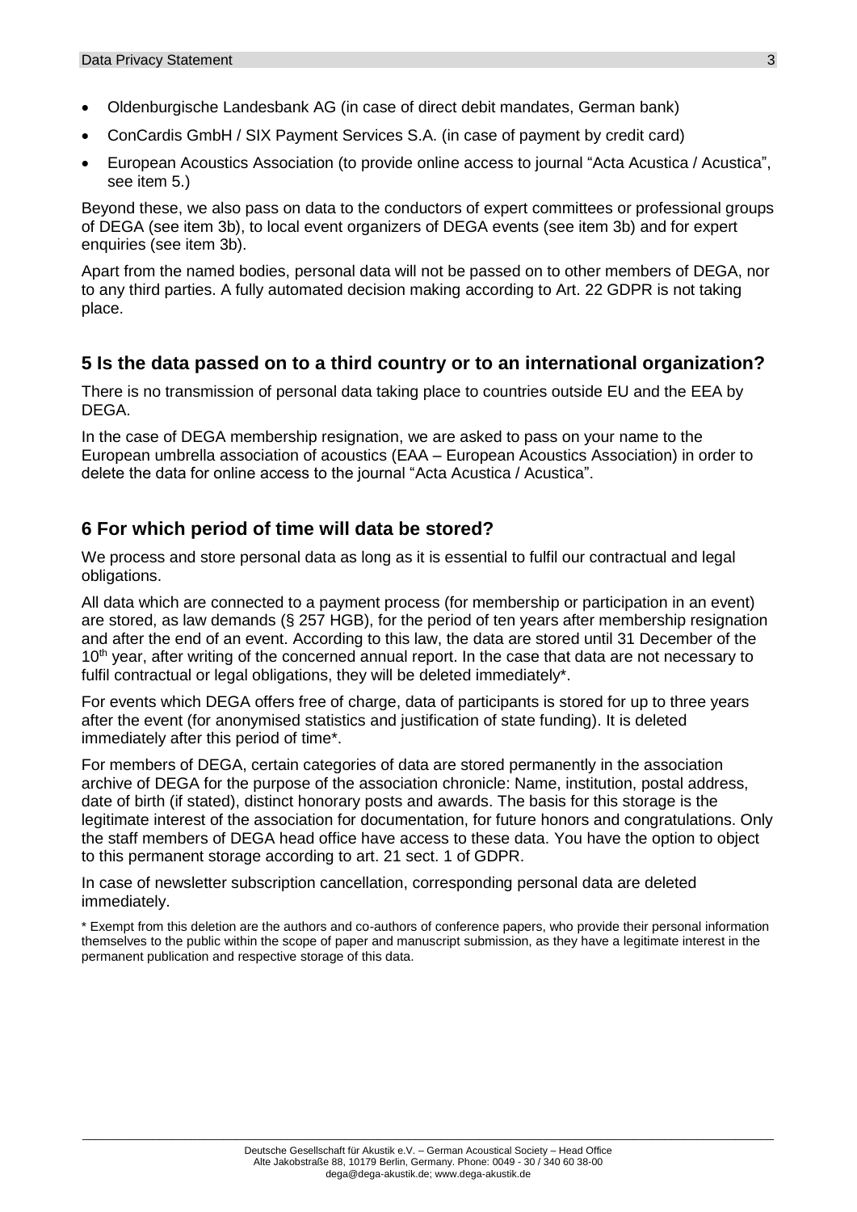- Oldenburgische Landesbank AG (in case of direct debit mandates, German bank)
- ConCardis GmbH / SIX Payment Services S.A. (in case of payment by credit card)
- European Acoustics Association (to provide online access to journal "Acta Acustica / Acustica", see item 5.)

Beyond these, we also pass on data to the conductors of expert committees or professional groups of DEGA (see item 3b), to local event organizers of DEGA events (see item 3b) and for expert enquiries (see item 3b).

Apart from the named bodies, personal data will not be passed on to other members of DEGA, nor to any third parties. A fully automated decision making according to Art. 22 GDPR is not taking place.

## 5 Is the data passed on to a third country or to an international organization?

There is no transmission of personal data taking place to countries outside EU and the EEA by DEGA.

In the case of DEGA membership resignation, we are asked to pass on your name to the European umbrella association of acoustics (EAA – European Acoustics Association) in order to delete the data for online access to the journal "Acta Acustica / Acustica".

## 6 For which period of time will data be stored?

We process and store personal data as long as it is essential to fulfil our contractual and legal obligations.

All data which are connected to a payment process (for membership or participation in an event) are stored, as law demands (§ 257 HGB), for the period of ten years after membership resignation and after the end of an event. According to this law, the data are stored until 31 December of the 10th year, after writing of the concerned annual report. In the case that data are not necessary to fulfil contractual or legal obligations, they will be deleted immediately*.

For events which DEGA offers free of charge, data of participants is stored for up to three years after the event (for anonymised statistics and justification of state funding). It is deleted immediately after this period of time*.

For members of DEGA, certain categories of data are stored permanently in the association archive of DEGA for the purpose of the association chronicle: Name, institution, postal address, date of birth (if stated), distinct honorary posts and awards. The basis for this storage is the legitimate interest of the association for documentation, for future honors and congratulations. Only the staff members of DEGA head office have access to these data. You have the option to object to this permanent storage according to art. 21 sect. 1 of GDPR.

In case of newsletter subscription cancellation, corresponding personal data are deleted immediately.

* Exempt from this deletion are the authors and co-authors of conference papers, who provide their personal information themselves to the public within the scope of paper and manuscript submission, as they have a legitimate interest in the permanent publication and respective storage of this data.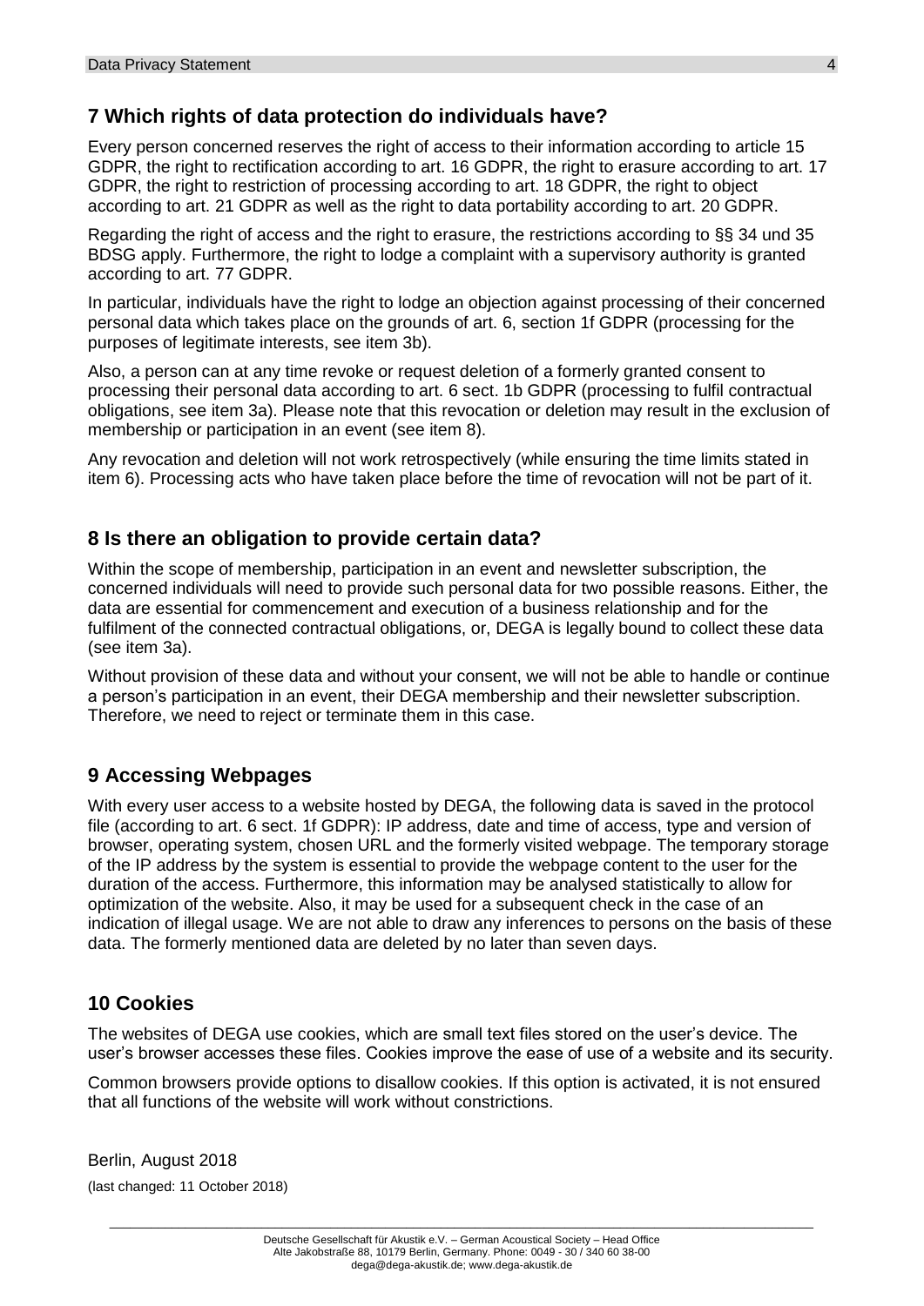## 7 Which rights of data protection do individuals have?

Every person concerned reserves the right of access to their information according to article 15 GDPR, the right to rectification according to art. 16 GDPR, the right to erasure according to art. 17 GDPR, the right to restriction of processing according to art. 18 GDPR, the right to object according to art. 21 GDPR as well as the right to data portability according to art. 20 GDPR.

Regarding the right of access and the right to erasure, the restrictions according to §§ 34 und 35 BDSG apply. Furthermore, the right to lodge a complaint with a supervisory authority is granted according to art. 77 GDPR.

In particular, individuals have the right to lodge an objection against processing of their concerned personal data which takes place on the grounds of art. 6, section 1f GDPR (processing for the purposes of legitimate interests, see item 3b).

Also, a person can at any time revoke or request deletion of a formerly granted consent to processing their personal data according to art. 6 sect. 1b GDPR (processing to fulfil contractual obligations, see item 3a). Please note that this revocation or deletion may result in the exclusion of membership or participation in an event (see item 8).

Any revocation and deletion will not work retrospectively (while ensuring the time limits stated in item 6). Processing acts who have taken place before the time of revocation will not be part of it.

## 8 Is there an obligation to provide certain data?

Within the scope of membership, participation in an event and newsletter subscription, the concerned individuals will need to provide such personal data for two possible reasons. Either, the data are essential for commencement and execution of a business relationship and for the fulfilment of the connected contractual obligations, or, DEGA is legally bound to collect these data (see item 3a).

Without provision of these data and without your consent, we will not be able to handle or continue a person's participation in an event, their DEGA membership and their newsletter subscription. Therefore, we need to reject or terminate them in this case.

## 9 Accessing Webpages

With every user access to a website hosted by DEGA, the following data is saved in the protocol file (according to art. 6 sect. 1f GDPR): IP address, date and time of access, type and version of browser, operating system, chosen URL and the formerly visited webpage. The temporary storage of the IP address by the system is essential to provide the webpage content to the user for the duration of the access. Furthermore, this information may be analysed statistically to allow for optimization of the website. Also, it may be used for a subsequent check in the case of an indication of illegal usage. We are not able to draw any inferences to persons on the basis of these data. The formerly mentioned data are deleted by no later than seven days.

## 10 Cookies

The websites of DEGA use cookies, which are small text files stored on the user's device. The user's browser accesses these files. Cookies improve the ease of use of a website and its security.

Common browsers provide options to disallow cookies. If this option is activated, it is not ensured that all functions of the website will work without constrictions.

Berlin, August 2018

(last changed: 11 October 2018)